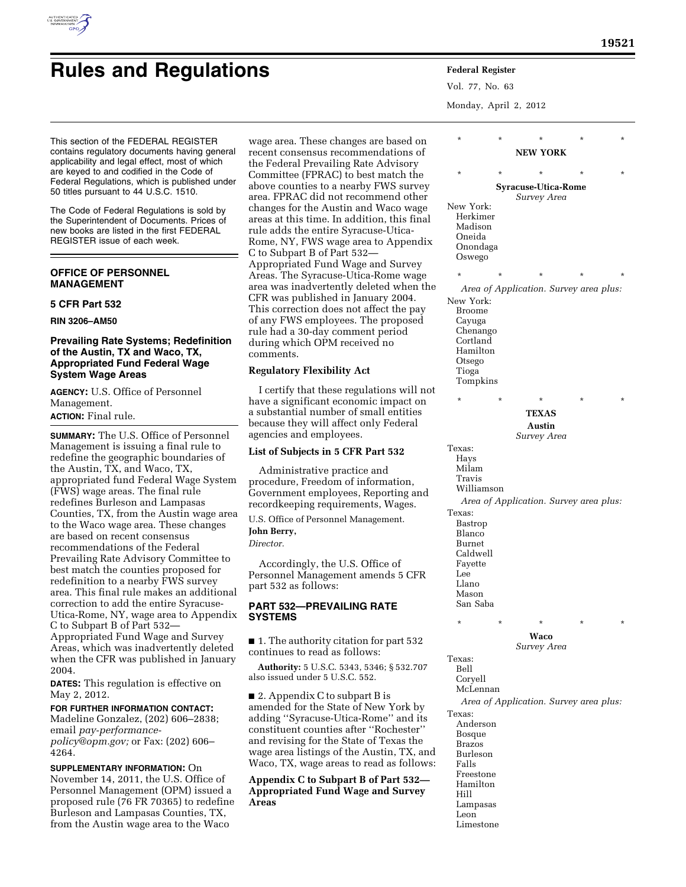# Rules and Regulations

This section of the FEDERAL REGISTER contains regulatory documents having general applicability and legal effect, most of which are keyed to and codified in the Code of Federal Regulations, which is published under 50 titles pursuant to 44 U.S.C. 1510.

The Code of Federal Regulations is sold by the Superintendent of Documents. Prices of new books are listed in the first FEDERAL REGISTER issue of each week.

## OFFICE OF PERSONNEL MANAGEMENT

### 5 CFR Part 532

**RIN 3206–AM50**

### Prevailing Rate Systems; Redefinition of the Austin, TX and Waco, TX, Appropriated Fund Federal Wage System Wage Areas

**AGENCY:** U.S. Office of Personnel Management.

**ACTION:** Final rule.

**SUMMARY:** The U.S. Office of Personnel Management is issuing a final rule to redefine the geographic boundaries of the Austin, TX, and Waco, TX, appropriated fund Federal Wage System (FWS) wage areas. The final rule redefines Burleson and Lampasas Counties, TX, from the Austin wage area to the Waco wage area. These changes are based on recent consensus recommendations of the Federal Prevailing Rate Advisory Committee to best match the counties proposed for redefinition to a nearby FWS survey area. This final rule makes an additional correction to add the entire Syracuse-Utica-Rome, NY, wage area to Appendix C to Subpart B of Part 532—Appropriated Fund Wage and Survey Areas, which was inadvertently deleted when the CFR was published in January 2004.

**DATES:** This regulation is effective on May 2, 2012.

**FOR FURTHER INFORMATION CONTACT:** Madeline Gonzalez, (202) 606–2838; email *pay-performance-policy@opm.gov;* or Fax: (202) 606–4264.

**SUPPLEMENTARY INFORMATION:** On November 14, 2011, the U.S. Office of Personnel Management (OPM) issued a proposed rule (76 FR 70365) to redefine Burleson and Lampasas Counties, TX, from the Austin wage area to the Waco wage area. These changes are based on recent consensus recommendations of the Federal Prevailing Rate Advisory Committee (FPRAC) to best match the above counties to a nearby FWS survey area. FPRAC did not recommend other changes for the Austin and Waco wage areas at this time. In addition, this final rule adds the entire Syracuse-Utica-Rome, NY, FWS wage area to Appendix C to Subpart B of Part 532—Appropriated Fund Wage and Survey Areas. The Syracuse-Utica-Rome wage area was inadvertently deleted when the CFR was published in January 2004. This correction does not affect the pay of any FWS employees. The proposed rule had a 30-day comment period during which OPM received no comments.

**Regulatory Flexibility Act**

I certify that these regulations will not have a significant economic impact on a substantial number of small entities because they will affect only Federal agencies and employees.

**List of Subjects in 5 CFR Part 532**

Administrative practice and procedure, Freedom of information, Government employees, Reporting and recordkeeping requirements, Wages.

U.S. Office of Personnel Management.

**John Berry,**

*Director.*

Accordingly, the U.S. Office of Personnel Management amends 5 CFR part 532 as follows:

## PART 532—PREVAILING RATE SYSTEMS

■ 1. The authority citation for part 532 continues to read as follows:

**Authority:** 5 U.S.C. 5343, 5346; § 532.707 also issued under 5 U.S.C. 552.

■ 2. Appendix C to subpart B is amended for the State of New York by adding ''Syracuse-Utica-Rome'' and its constituent counties after ''Rochester'' and revising for the State of Texas the wage area listings of the Austin, TX, and Waco, TX, wage areas to read as follows:

**Appendix C to Subpart B of Part 532—Appropriated Fund Wage and Survey Areas**

\* \* \* \* \*

**NEW YORK**

\* \* \* \* \*

**Syracuse-Utica-Rome**

*Survey Area*

New York:
- Herkimer
- Madison
- Oneida
- Onondaga
- Oswego

\* \* \* \* \*

*Area of Application. Survey area plus:*

New York:
- Broome
- Cayuga
- Chenango
- Cortland
- Hamilton
- Otsego
- Tioga
- Tompkins

\* \* \* \* \*

**TEXAS**

**Austin**

*Survey Area*

Texas:
- Hays
- Milam
- Travis
- Williamson

*Area of Application. Survey area plus:*

Texas:
- Bastrop
- Blanco
- Burnet
- Caldwell
- Fayette
- Lee
- Llano
- Mason
- San Saba

\* \* \* \* \*

**Waco**

*Survey Area*

Texas:
- Bell
- Coryell
- McLennan

*Area of Application. Survey area plus:*

Texas:
- Anderson
- Bosque
- Brazos
- Burleson
- Falls
- Freestone
- Hamilton
- Hill
- Lampasas
- Leon
- Limestone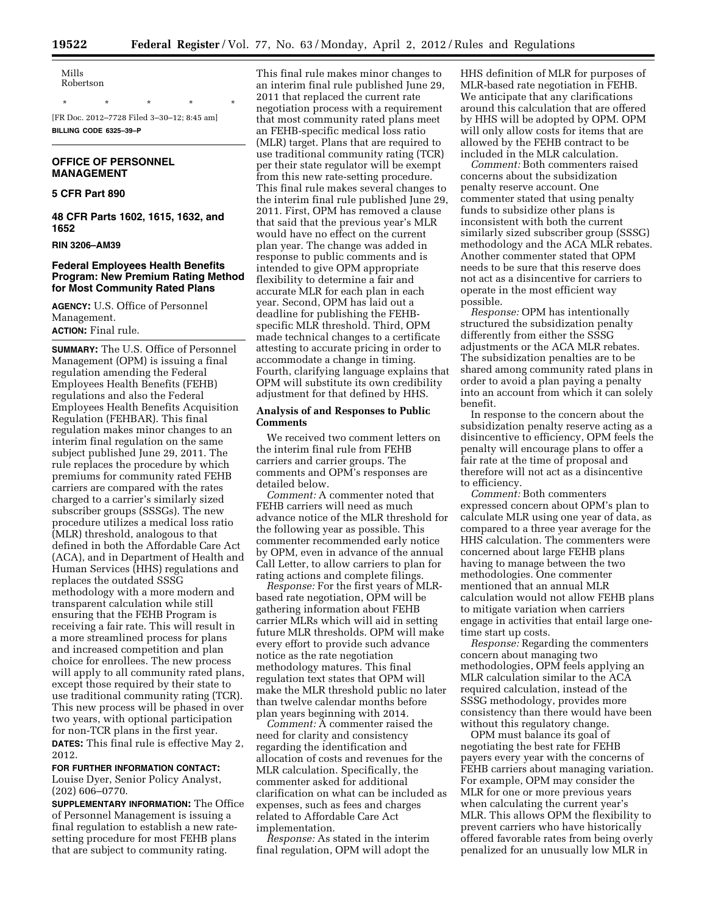Mills
Robertson

\* \* \* \* \*

[FR Doc. 2012–7728 Filed 3–30–12; 8:45 am]

**BILLING CODE 6325–39–P**

## OFFICE OF PERSONNEL MANAGEMENT

### 5 CFR Part 890

### 48 CFR Parts 1602, 1615, 1632, and 1652

**RIN 3206–AM39**

### Federal Employees Health Benefits Program: New Premium Rating Method for Most Community Rated Plans

**AGENCY:** U.S. Office of Personnel Management.

**ACTION:** Final rule.

**SUMMARY:** The U.S. Office of Personnel Management (OPM) is issuing a final regulation amending the Federal Employees Health Benefits (FEHB) regulations and also the Federal Employees Health Benefits Acquisition Regulation (FEHBAR). This final regulation makes minor changes to an interim final regulation on the same subject published June 29, 2011. The rule replaces the procedure by which premiums for community rated FEHB carriers are compared with the rates charged to a carrier's similarly sized subscriber groups (SSSGs). The new procedure utilizes a medical loss ratio (MLR) threshold, analogous to that defined in both the Affordable Care Act (ACA), and in Department of Health and Human Services (HHS) regulations and replaces the outdated SSSG methodology with a more modern and transparent calculation while still ensuring that the FEHB Program is receiving a fair rate. This will result in a more streamlined process for plans and increased competition and plan choice for enrollees. The new process will apply to all community rated plans, except those required by their state to use traditional community rating (TCR). This new process will be phased in over two years, with optional participation for non-TCR plans in the first year.

**DATES:** This final rule is effective May 2, 2012.

**FOR FURTHER INFORMATION CONTACT:** Louise Dyer, Senior Policy Analyst, (202) 606–0770.

**SUPPLEMENTARY INFORMATION:** The Office of Personnel Management is issuing a final regulation to establish a new rate-setting procedure for most FEHB plans that are subject to community rating. This final rule makes minor changes to an interim final rule published June 29, 2011 that replaced the current rate negotiation process with a requirement that most community rated plans meet an FEHB-specific medical loss ratio (MLR) target. Plans that are required to use traditional community rating (TCR) per their state regulator will be exempt from this new rate-setting procedure. This final rule makes several changes to the interim final rule published June 29, 2011. First, OPM has removed a clause that said that the previous year's MLR would have no effect on the current plan year. The change was added in response to public comments and is intended to give OPM appropriate flexibility to determine a fair and accurate MLR for each plan in each year. Second, OPM has laid out a deadline for publishing the FEHB-specific MLR threshold. Third, OPM made technical changes to a certificate attesting to accurate pricing in order to accommodate a change in timing. Fourth, clarifying language explains that OPM will substitute its own credibility adjustment for that defined by HHS.

#### Analysis of and Responses to Public Comments

We received two comment letters on the interim final rule from FEHB carriers and carrier groups. The comments and OPM's responses are detailed below.

*Comment:* A commenter noted that FEHB carriers will need as much advance notice of the MLR threshold for the following year as possible. This commenter recommended early notice by OPM, even in advance of the annual Call Letter, to allow carriers to plan for rating actions and complete filings.

*Response:* For the first years of MLR-based rate negotiation, OPM will be gathering information about FEHB carrier MLRs which will aid in setting future MLR thresholds. OPM will make every effort to provide such advance notice as the rate negotiation methodology matures. This final regulation text states that OPM will make the MLR threshold public no later than twelve calendar months before plan years beginning with 2014.

*Comment:* A commenter raised the need for clarity and consistency regarding the identification and allocation of costs and revenues for the MLR calculation. Specifically, the commenter asked for additional clarification on what can be included as expenses, such as fees and charges related to Affordable Care Act implementation.

*Response:* As stated in the interim final regulation, OPM will adopt the HHS definition of MLR for purposes of MLR-based rate negotiation in FEHB. We anticipate that any clarifications around this calculation that are offered by HHS will be adopted by OPM. OPM will only allow costs for items that are allowed by the FEHB contract to be included in the MLR calculation.

*Comment:* Both commenters raised concerns about the subsidization penalty reserve account. One commenter stated that using penalty funds to subsidize other plans is inconsistent with both the current similarly sized subscriber group (SSSG) methodology and the ACA MLR rebates. Another commenter stated that OPM needs to be sure that this reserve does not act as a disincentive for carriers to operate in the most efficient way possible.

*Response:* OPM has intentionally structured the subsidization penalty differently from either the SSSG adjustments or the ACA MLR rebates. The subsidization penalties are to be shared among community rated plans in order to avoid a plan paying a penalty into an account from which it can solely benefit.

In response to the concern about the subsidization penalty reserve acting as a disincentive to efficiency, OPM feels the penalty will encourage plans to offer a fair rate at the time of proposal and therefore will not act as a disincentive to efficiency.

*Comment:* Both commenters expressed concern about OPM's plan to calculate MLR using one year of data, as compared to a three year average for the HHS calculation. The commenters were concerned about large FEHB plans having to manage between the two methodologies. One commenter mentioned that an annual MLR calculation would not allow FEHB plans to mitigate variation when carriers engage in activities that entail large one-time start up costs.

*Response:* Regarding the commenters concern about managing two methodologies, OPM feels applying an MLR calculation similar to the ACA required calculation, instead of the SSSG methodology, provides more consistency than there would have been without this regulatory change.

OPM must balance its goal of negotiating the best rate for FEHB payers every year with the concerns of FEHB carriers about managing variation. For example, OPM may consider the MLR for one or more previous years when calculating the current year's MLR. This allows OPM the flexibility to prevent carriers who have historically offered favorable rates from being overly penalized for an unusually low MLR in